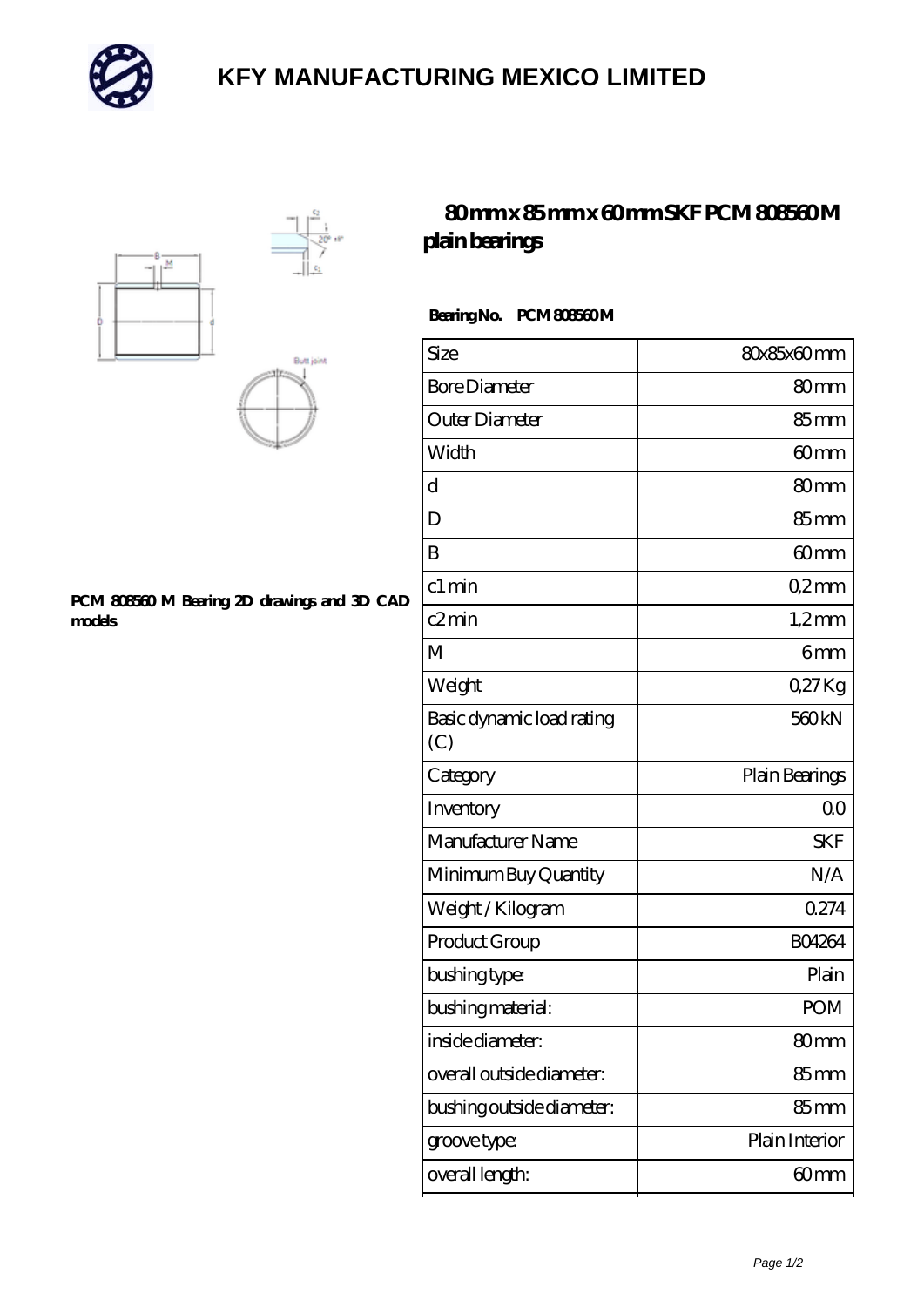# KFY MANUFACTURING MEXICO LIMITED

## 80 mm x 85 mm x 60 mm SKF PCM 808560 M plain bearings

PCM 808560 M Bearing 2D drawings and 3D CAD models

**Bearing No. PCM 808560 M**

| Size | 80x85x60 mm |
|---|---|
| Bore Diameter | 80 mm |
| Outer Diameter | 85 mm |
| Width | 60 mm |
| d | 80 mm |
| D | 85 mm |
| B | 60 mm |
| c1 min | 0,2 mm |
| c2 min | 1,2 mm |
| M | 6 mm |
| Weight | 0,27 Kg |
| Basic dynamic load rating (C) | 560 kN |
| Category | Plain Bearings |
| Inventory | 0.0 |
| Manufacturer Name | SKF |
| Minimum Buy Quantity | N/A |
| Weight / Kilogram | 0.274 |
| Product Group | B04264 |
| bushing type: | Plain |
| bushing material: | POM |
| inside diameter: | 80 mm |
| overall outside diameter: | 85 mm |
| bushing outside diameter: | 85 mm |
| groove type: | Plain Interior |
| overall length: | 60 mm |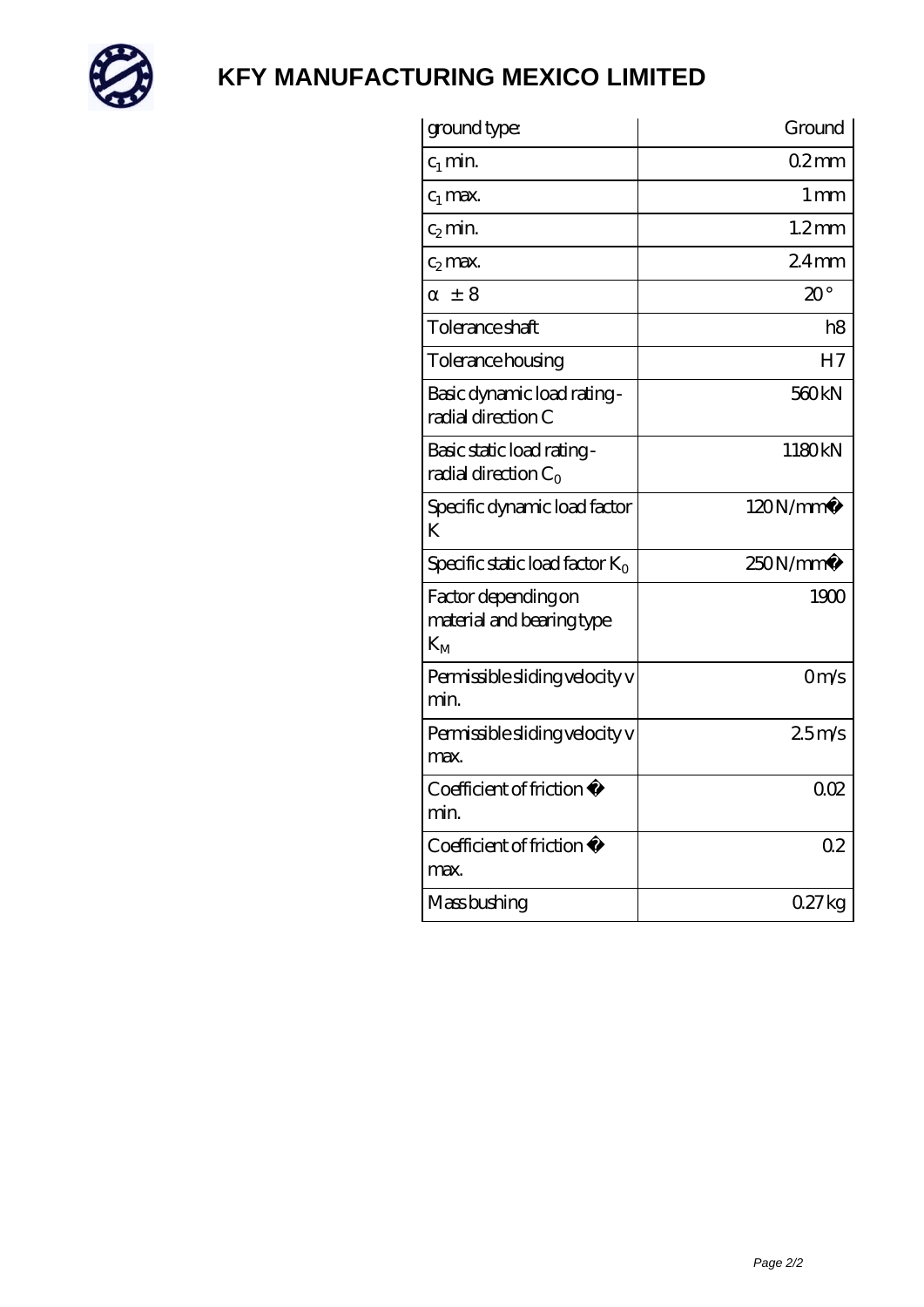# KFY MANUFACTURING MEXICO LIMITED

| | |
|---|---|
| ground type: | Ground |
| $c_1$ min. | 0.2 mm |
| $c_1$ max. | 1 mm |
| $c_2$ min. | 1.2 mm |
| $c_2$ max. | 2.4 mm |
| α ± 8 | 20 ° |
| Tolerance shaft | h8 |
| Tolerance housing | H7 |
| Basic dynamic load rating - radial direction C | 560 kN |
| Basic static load rating - radial direction $C_0$ | 1180 kN |
| Specific dynamic load factor K | 120 N/mm� |
| Specific static load factor $K_0$ | 250 N/mm� |
| Factor depending on material and bearing type $K_M$ | 1900 |
| Permissible sliding velocity v min. | 0 m/s |
| Permissible sliding velocity v max. | 2.5 m/s |
| Coefficient of friction � min. | 0.02 |
| Coefficient of friction � max. | 0.2 |
| Mass bushing | 0.27 kg |